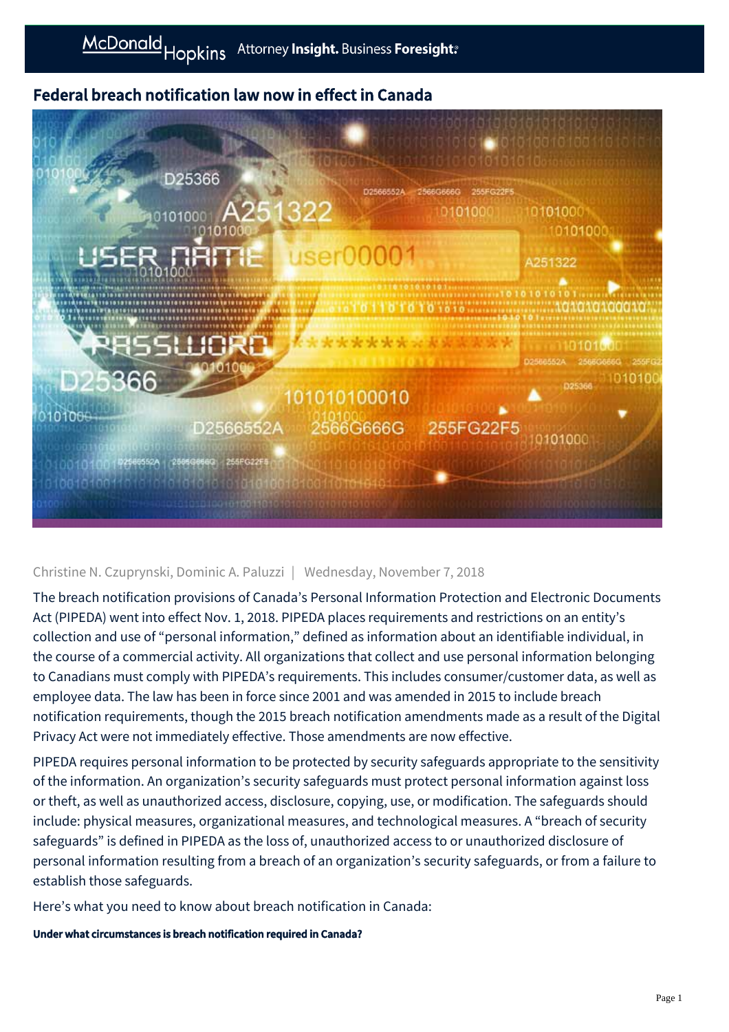# Federal breach notification law now in effect in Canada

Christine N. Czuprynski, Dominic A. Paluzzi | Wednesday, November 7, 2018

The breach notification provisions of Canada's Personal Information Protection and Electronic Documents Act (PIPEDA) went into effect Nov. 1, 2018. PIPEDA places requirements and restrictions on an entity's collection and use of "personal information," defined as information about an identifiable individual, in the course of a commercial activity. All organizations that collect and use personal information belonging to Canadians must comply with PIPEDA's requirements. This includes consumer/customer data, as well as employee data. The law has been in force since 2001 and was amended in 2015 to include breach notification requirements, though the 2015 breach notification amendments made as a result of the Digital Privacy Act were not immediately effective. Those amendments are now effective.

PIPEDA requires personal information to be protected by security safeguards appropriate to the sensitivity of the information. An organization's security safeguards must protect personal information against loss or theft, as well as unauthorized access, disclosure, copying, use, or modification. The safeguards should include: physical measures, organizational measures, and technological measures. A "breach of security safeguards" is defined in PIPEDA as the loss of, unauthorized access to or unauthorized disclosure of personal information resulting from a breach of an organization's security safeguards, or from a failure to establish those safeguards.

Here's what you need to know about breach notification in Canada:

**Under what circumstances is breach notification required in Canada?**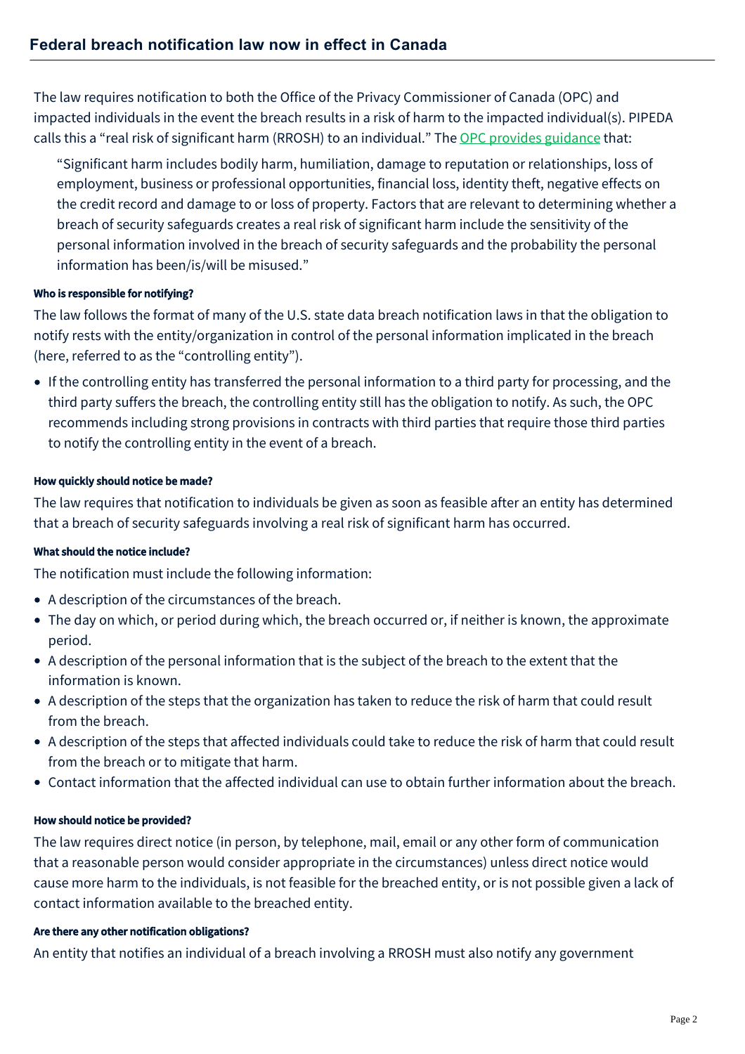The law requires notification to both the Office of the Privacy Commissioner of Canada (OPC) and impacted individuals in the event the breach results in a risk of harm to the impacted individual(s). PIPEDA calls this a "real risk of significant harm (RROSH) to an individual." The OPC provides guidance that:

> "Significant harm includes bodily harm, humiliation, damage to reputation or relationships, loss of employment, business or professional opportunities, financial loss, identity theft, negative effects on the credit record and damage to or loss of property. Factors that are relevant to determining whether a breach of security safeguards creates a real risk of significant harm include the sensitivity of the personal information involved in the breach of security safeguards and the probability the personal information has been/is/will be misused."

#### Who is responsible for notifying?

The law follows the format of many of the U.S. state data breach notification laws in that the obligation to notify rests with the entity/organization in control of the personal information implicated in the breach (here, referred to as the "controlling entity").

- If the controlling entity has transferred the personal information to a third party for processing, and the third party suffers the breach, the controlling entity still has the obligation to notify. As such, the OPC recommends including strong provisions in contracts with third parties that require those third parties to notify the controlling entity in the event of a breach.

#### How quickly should notice be made?

The law requires that notification to individuals be given as soon as feasible after an entity has determined that a breach of security safeguards involving a real risk of significant harm has occurred.

#### What should the notice include?

The notification must include the following information:

- A description of the circumstances of the breach.
- The day on which, or period during which, the breach occurred or, if neither is known, the approximate period.
- A description of the personal information that is the subject of the breach to the extent that the information is known.
- A description of the steps that the organization has taken to reduce the risk of harm that could result from the breach.
- A description of the steps that affected individuals could take to reduce the risk of harm that could result from the breach or to mitigate that harm.
- Contact information that the affected individual can use to obtain further information about the breach.

#### How should notice be provided?

The law requires direct notice (in person, by telephone, mail, email or any other form of communication that a reasonable person would consider appropriate in the circumstances) unless direct notice would cause more harm to the individuals, is not feasible for the breached entity, or is not possible given a lack of contact information available to the breached entity.

#### Are there any other notification obligations?

An entity that notifies an individual of a breach involving a RROSH must also notify any government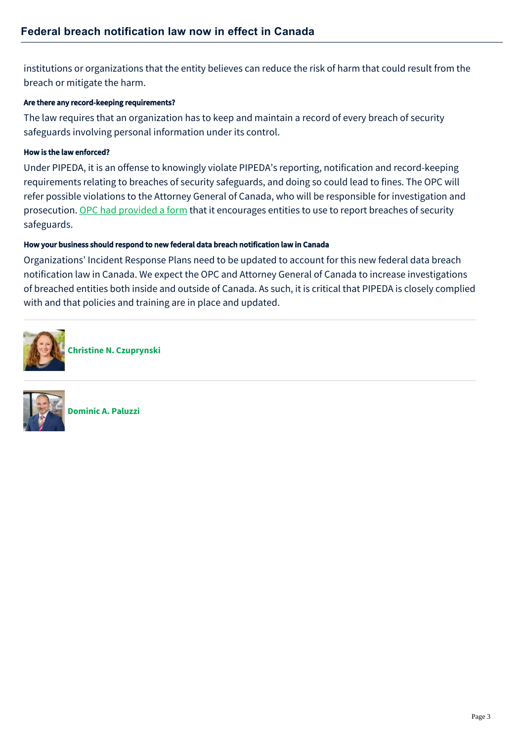institutions or organizations that the entity believes can reduce the risk of harm that could result from the breach or mitigate the harm.

#### Are there any record-keeping requirements?

The law requires that an organization has to keep and maintain a record of every breach of security safeguards involving personal information under its control.

#### How is the law enforced?

Under PIPEDA, it is an offense to knowingly violate PIPEDA's reporting, notification and record-keeping requirements relating to breaches of security safeguards, and doing so could lead to fines. The OPC will refer possible violations to the Attorney General of Canada, who will be responsible for investigation and prosecution. OPC had provided a form that it encourages entities to use to report breaches of security safeguards.

#### How your business should respond to new federal data breach notification law in Canada

Organizations' Incident Response Plans need to be updated to account for this new federal data breach notification law in Canada. We expect the OPC and Attorney General of Canada to increase investigations of breached entities both inside and outside of Canada. As such, it is critical that PIPEDA is closely complied with and that policies and training are in place and updated.

---

**Christine N. Czuprynski**

---

**Dominic A. Paluzzi**